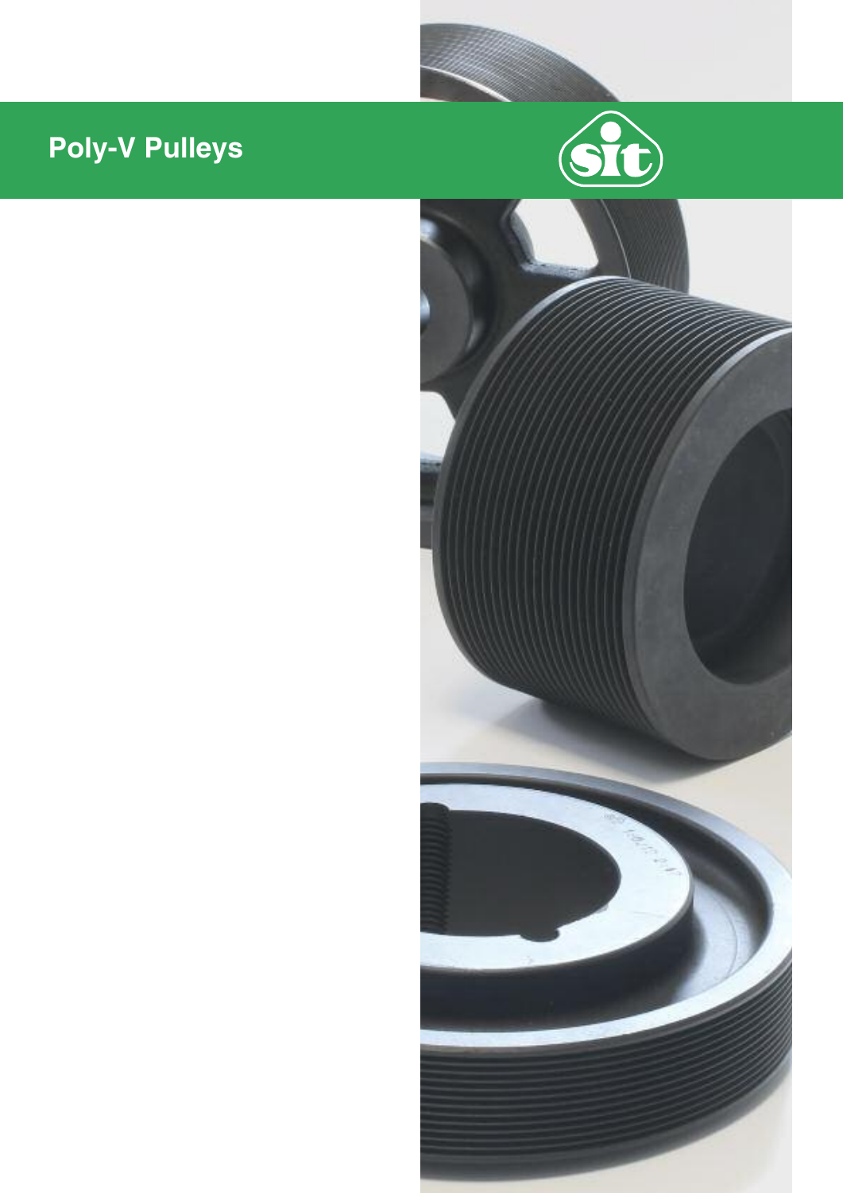# Poly-V Pulleys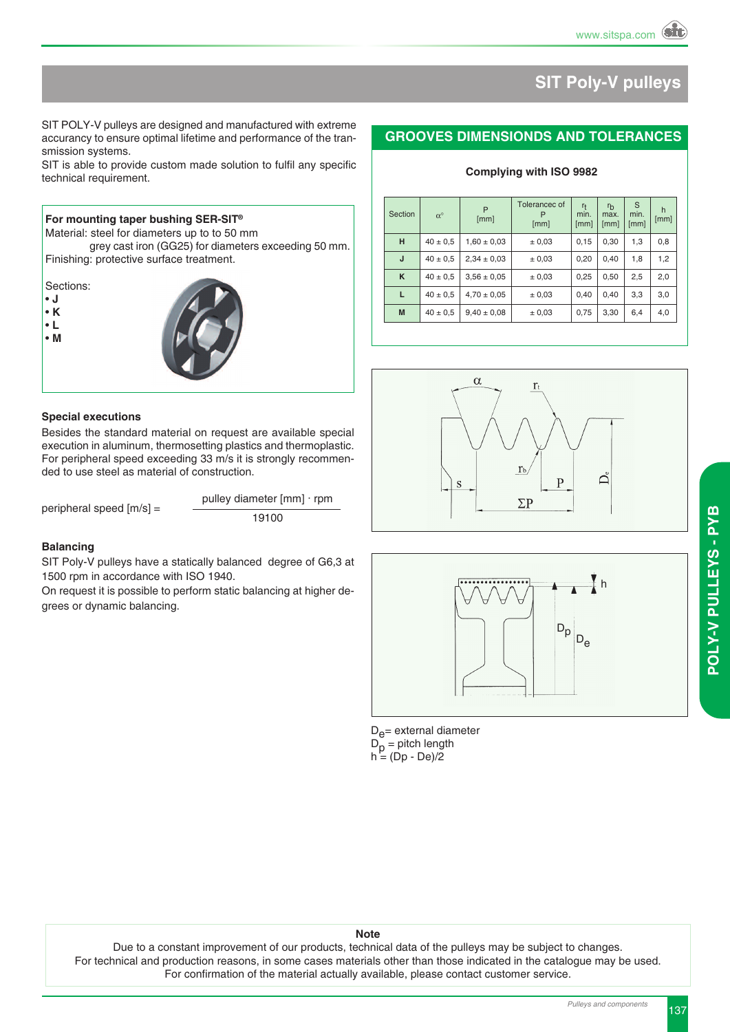# SIT Poly-V pulleys

SIT POLY-V pulleys are designed and manufactured with extreme accurancy to ensure optimal lifetime and performance of the transmission systems.
SIT is able to provide custom made solution to fulfil any specific technical requirement.

**For mounting taper bushing SER-SIT®**
Material: steel for diameters up to to 50 mm
grey cast iron (GG25) for diameters exceeding 50 mm.
Finishing: protective surface treatment.

Sections:
- **J**
- **K**
- **L**
- **M**

### Special executions

Besides the standard material on request are available special execution in aluminum, thermosetting plastics and thermoplastic. For peripheral speed exceeding 33 m/s it is strongly recommended to use steel as material of construction.

$$\text{peripheral speed [m/s]} = \frac{\text{pulley diameter [mm]} \cdot \text{rpm}}{19100}$$

### Balancing

SIT Poly-V pulleys have a statically balanced degree of G6,3 at 1500 rpm in accordance with ISO 1940.
On request it is possible to perform static balancing at higher degrees or dynamic balancing.

## GROOVES DIMENSIONDS AND TOLERANCES

**Complying with ISO 9982**

| Section | α° | P [mm] | Tolerancec of P [mm] | $r_t$ min. [mm] | $r_b$ max. [mm] | S min. [mm] | h [mm] |
|---|---|---|---|---|---|---|---|
| **H** | 40 ± 0,5 | 1,60 ± 0,03 | ± 0,03 | 0,15 | 0,30 | 1,3 | 0,8 |
| **J** | 40 ± 0,5 | 2,34 ± 0,03 | ± 0,03 | 0,20 | 0,40 | 1,8 | 1,2 |
| **K** | 40 ± 0,5 | 3,56 ± 0,05 | ± 0,03 | 0,25 | 0,50 | 2,5 | 2,0 |
| **L** | 40 ± 0,5 | 4,70 ± 0,05 | ± 0,03 | 0,40 | 0,40 | 3,3 | 3,0 |
| **M** | 40 ± 0,5 | 9,40 ± 0,08 | ± 0,03 | 0,75 | 3,30 | 6,4 | 4,0 |

$D_e$ = external diameter
$D_p$ = pitch length
h = (Dp - De)/2

**Note**
Due to a constant improvement of our products, technical data of the pulleys may be subject to changes.
For technical and production reasons, in some cases materials other than those indicated in the catalogue may be used.
For confirmation of the material actually available, please contact customer service.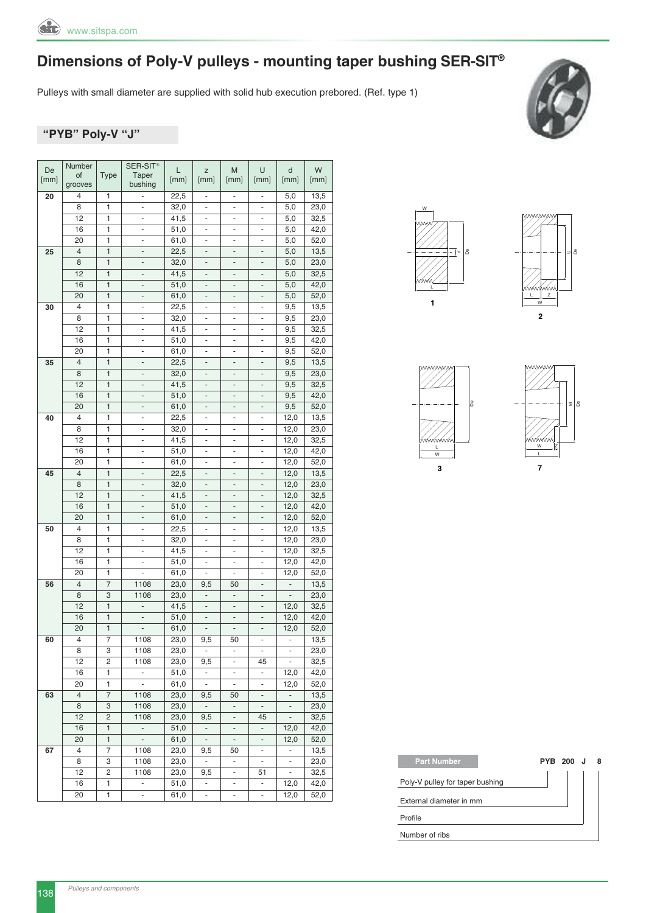# Dimensions of Poly-V pulleys - mounting taper bushing SER-SIT®

Pulleys with small diameter are supplied with solid hub execution prebored. (Ref. type 1)

## "PYB" Poly-V "J"

| De [mm] | Number of grooves | Type | SER-SIT® Taper bushing | L [mm] | z [mm] | M [mm] | U [mm] | d [mm] | W [mm] |
|---|---|---|---|---|---|---|---|---|---|
| **20** | 4 | 1 | - | 22,5 | - | - | - | 5,0 | 13,5 |
| | 8 | 1 | - | 32,0 | - | - | - | 5,0 | 23,0 |
| | 12 | 1 | - | 41,5 | - | - | - | 5,0 | 32,5 |
| | 16 | 1 | - | 51,0 | - | - | - | 5,0 | 42,0 |
| | 20 | 1 | - | 61,0 | - | - | - | 5,0 | 52,0 |
| **25** | 4 | 1 | - | 22,5 | - | - | - | 5,0 | 13,5 |
| | 8 | 1 | - | 32,0 | - | - | - | 5,0 | 23,0 |
| | 12 | 1 | - | 41,5 | - | - | - | 5,0 | 32,5 |
| | 16 | 1 | - | 51,0 | - | - | - | 5,0 | 42,0 |
| | 20 | 1 | - | 61,0 | - | - | - | 5,0 | 52,0 |
| **30** | 4 | 1 | - | 22,5 | - | - | - | 9,5 | 13,5 |
| | 8 | 1 | - | 32,0 | - | - | - | 9,5 | 23,0 |
| | 12 | 1 | - | 41,5 | - | - | - | 9,5 | 32,5 |
| | 16 | 1 | - | 51,0 | - | - | - | 9,5 | 42,0 |
| | 20 | 1 | - | 61,0 | - | - | - | 9,5 | 52,0 |
| **35** | 4 | 1 | - | 22,5 | - | - | - | 9,5 | 13,5 |
| | 8 | 1 | - | 32,0 | - | - | - | 9,5 | 23,0 |
| | 12 | 1 | - | 41,5 | - | - | - | 9,5 | 32,5 |
| | 16 | 1 | - | 51,0 | - | - | - | 9,5 | 42,0 |
| | 20 | 1 | - | 61,0 | - | - | - | 9,5 | 52,0 |
| **40** | 4 | 1 | - | 22,5 | - | - | - | 12,0 | 13,5 |
| | 8 | 1 | - | 32,0 | - | - | - | 12,0 | 23,0 |
| | 12 | 1 | - | 41,5 | - | - | - | 12,0 | 32,5 |
| | 16 | 1 | - | 51,0 | - | - | - | 12,0 | 42,0 |
| | 20 | 1 | - | 61,0 | - | - | - | 12,0 | 52,0 |
| **45** | 4 | 1 | - | 22,5 | - | - | - | 12,0 | 13,5 |
| | 8 | 1 | - | 32,0 | - | - | - | 12,0 | 23,0 |
| | 12 | 1 | - | 41,5 | - | - | - | 12,0 | 32,5 |
| | 16 | 1 | - | 51,0 | - | - | - | 12,0 | 42,0 |
| | 20 | 1 | - | 61,0 | - | - | - | 12,0 | 52,0 |
| **50** | 4 | 1 | - | 22,5 | - | - | - | 12,0 | 13,5 |
| | 8 | 1 | - | 32,0 | - | - | - | 12,0 | 23,0 |
| | 12 | 1 | - | 41,5 | - | - | - | 12,0 | 32,5 |
| | 16 | 1 | - | 51,0 | - | - | - | 12,0 | 42,0 |
| | 20 | 1 | - | 61,0 | - | - | - | 12,0 | 52,0 |
| **56** | 4 | 7 | 1108 | 23,0 | 9,5 | 50 | - | - | 13,5 |
| | 8 | 3 | 1108 | 23,0 | - | - | - | - | 23,0 |
| | 12 | 1 | - | 41,5 | - | - | - | 12,0 | 32,5 |
| | 16 | 1 | - | 51,0 | - | - | - | 12,0 | 42,0 |
| | 20 | 1 | - | 61,0 | - | - | - | 12,0 | 52,0 |
| **60** | 4 | 7 | 1108 | 23,0 | 9,5 | 50 | - | - | 13,5 |
| | 8 | 3 | 1108 | 23,0 | - | - | - | - | 23,0 |
| | 12 | 2 | 1108 | 23,0 | 9,5 | - | 45 | - | 32,5 |
| | 16 | 1 | - | 51,0 | - | - | - | 12,0 | 42,0 |
| | 20 | 1 | - | 61,0 | - | - | - | 12,0 | 52,0 |
| **63** | 4 | 7 | 1108 | 23,0 | 9,5 | 50 | - | - | 13,5 |
| | 8 | 3 | 1108 | 23,0 | - | - | - | - | 23,0 |
| | 12 | 2 | 1108 | 23,0 | 9,5 | - | 45 | - | 32,5 |
| | 16 | 1 | - | 51,0 | - | - | - | 12,0 | 42,0 |
| | 20 | 1 | - | 61,0 | - | - | - | 12,0 | 52,0 |
| **67** | 4 | 7 | 1108 | 23,0 | 9,5 | 50 | - | - | 13,5 |
| | 8 | 3 | 1108 | 23,0 | - | - | - | - | 23,0 |
| | 12 | 2 | 1108 | 23,0 | 9,5 | - | 51 | - | 32,5 |
| | 16 | 1 | - | 51,0 | - | - | - | 12,0 | 42,0 |
| | 20 | 1 | - | 61,0 | - | - | - | 12,0 | 52,0 |

1

2

3

7

**Part Number** PYB 200 J 8

- Poly-V pulley for taper bushing
- External diameter in mm
- Profile
- Number of ribs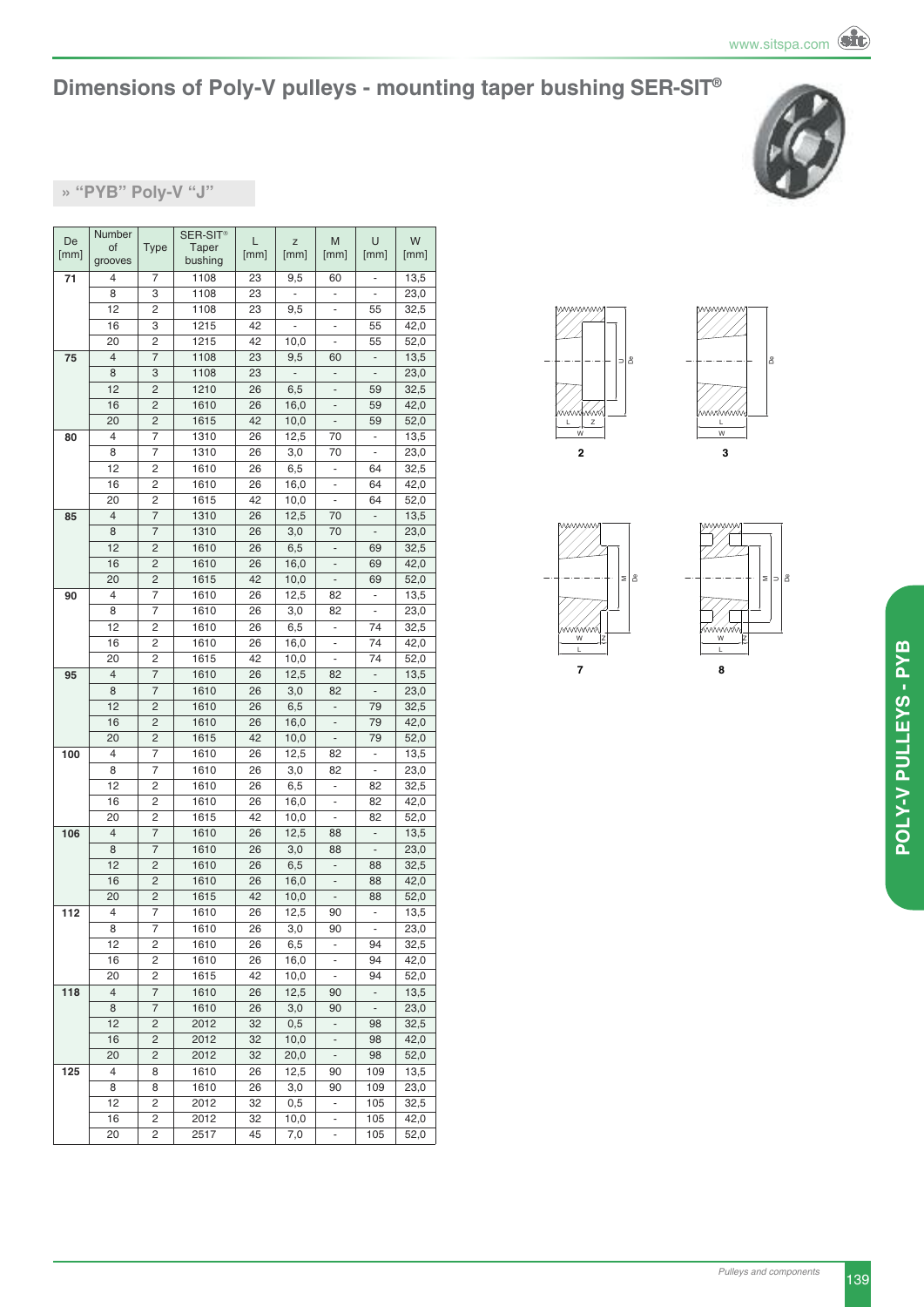# Dimensions of Poly-V pulleys - mounting taper bushing SER-SIT®

## » "PYB" Poly-V "J"

| De [mm] | Number of grooves | Type | SER-SIT® Taper bushing | L [mm] | z [mm] | M [mm] | U [mm] | W [mm] |
|---|---|---|---|---|---|---|---|---|
| **71** | 4 | 7 | 1108 | 23 | 9,5 | 60 | - | 13,5 |
| | 8 | 3 | 1108 | 23 | - | - | - | 23,0 |
| | 12 | 2 | 1108 | 23 | 9,5 | - | 55 | 32,5 |
| | 16 | 3 | 1215 | 42 | - | - | 55 | 42,0 |
| | 20 | 2 | 1215 | 42 | 10,0 | - | 55 | 52,0 |
| **75** | 4 | 7 | 1108 | 23 | 9,5 | 60 | - | 13,5 |
| | 8 | 3 | 1108 | 23 | - | - | - | 23,0 |
| | 12 | 2 | 1210 | 26 | 6,5 | - | 59 | 32,5 |
| | 16 | 2 | 1610 | 26 | 16,0 | - | 59 | 42,0 |
| | 20 | 2 | 1615 | 42 | 10,0 | - | 59 | 52,0 |
| **80** | 4 | 7 | 1310 | 26 | 12,5 | 70 | - | 13,5 |
| | 8 | 7 | 1310 | 26 | 3,0 | 70 | - | 23,0 |
| | 12 | 2 | 1610 | 26 | 6,5 | - | 64 | 32,5 |
| | 16 | 2 | 1610 | 26 | 16,0 | - | 64 | 42,0 |
| | 20 | 2 | 1615 | 42 | 10,0 | - | 64 | 52,0 |
| **85** | 4 | 7 | 1310 | 26 | 12,5 | 70 | - | 13,5 |
| | 8 | 7 | 1310 | 26 | 3,0 | 70 | - | 23,0 |
| | 12 | 2 | 1610 | 26 | 6,5 | - | 69 | 32,5 |
| | 16 | 2 | 1610 | 26 | 16,0 | - | 69 | 42,0 |
| | 20 | 2 | 1615 | 42 | 10,0 | - | 69 | 52,0 |
| **90** | 4 | 7 | 1610 | 26 | 12,5 | 82 | - | 13,5 |
| | 8 | 7 | 1610 | 26 | 3,0 | 82 | - | 23,0 |
| | 12 | 2 | 1610 | 26 | 6,5 | - | 74 | 32,5 |
| | 16 | 2 | 1610 | 26 | 16,0 | - | 74 | 42,0 |
| | 20 | 2 | 1615 | 42 | 10,0 | - | 74 | 52,0 |
| **95** | 4 | 7 | 1610 | 26 | 12,5 | 82 | - | 13,5 |
| | 8 | 7 | 1610 | 26 | 3,0 | 82 | - | 23,0 |
| | 12 | 2 | 1610 | 26 | 6,5 | - | 79 | 32,5 |
| | 16 | 2 | 1610 | 26 | 16,0 | - | 79 | 42,0 |
| | 20 | 2 | 1615 | 42 | 10,0 | - | 79 | 52,0 |
| **100** | 4 | 7 | 1610 | 26 | 12,5 | 82 | - | 13,5 |
| | 8 | 7 | 1610 | 26 | 3,0 | 82 | - | 23,0 |
| | 12 | 2 | 1610 | 26 | 6,5 | - | 82 | 32,5 |
| | 16 | 2 | 1610 | 26 | 16,0 | - | 82 | 42,0 |
| | 20 | 2 | 1615 | 42 | 10,0 | - | 82 | 52,0 |
| **106** | 4 | 7 | 1610 | 26 | 12,5 | 88 | - | 13,5 |
| | 8 | 7 | 1610 | 26 | 3,0 | 88 | - | 23,0 |
| | 12 | 2 | 1610 | 26 | 6,5 | - | 88 | 32,5 |
| | 16 | 2 | 1610 | 26 | 16,0 | - | 88 | 42,0 |
| | 20 | 2 | 1615 | 42 | 10,0 | - | 88 | 52,0 |
| **112** | 4 | 7 | 1610 | 26 | 12,5 | 90 | - | 13,5 |
| | 8 | 7 | 1610 | 26 | 3,0 | 90 | - | 23,0 |
| | 12 | 2 | 1610 | 26 | 6,5 | - | 94 | 32,5 |
| | 16 | 2 | 1610 | 26 | 16,0 | - | 94 | 42,0 |
| | 20 | 2 | 1615 | 42 | 10,0 | - | 94 | 52,0 |
| **118** | 4 | 7 | 1610 | 26 | 12,5 | 90 | - | 13,5 |
| | 8 | 7 | 1610 | 26 | 3,0 | 90 | - | 23,0 |
| | 12 | 2 | 2012 | 32 | 0,5 | - | 98 | 32,5 |
| | 16 | 2 | 2012 | 32 | 10,0 | - | 98 | 42,0 |
| | 20 | 2 | 2012 | 32 | 20,0 | - | 98 | 52,0 |
| **125** | 4 | 8 | 1610 | 26 | 12,5 | 90 | 109 | 13,5 |
| | 8 | 8 | 1610 | 26 | 3,0 | 90 | 109 | 23,0 |
| | 12 | 2 | 2012 | 32 | 0,5 | - | 105 | 32,5 |
| | 16 | 2 | 2012 | 32 | 10,0 | - | 105 | 42,0 |
| | 20 | 2 | 2517 | 45 | 7,0 | - | 105 | 52,0 |

2

3

7

8

POLY-V PULLEYS - PYB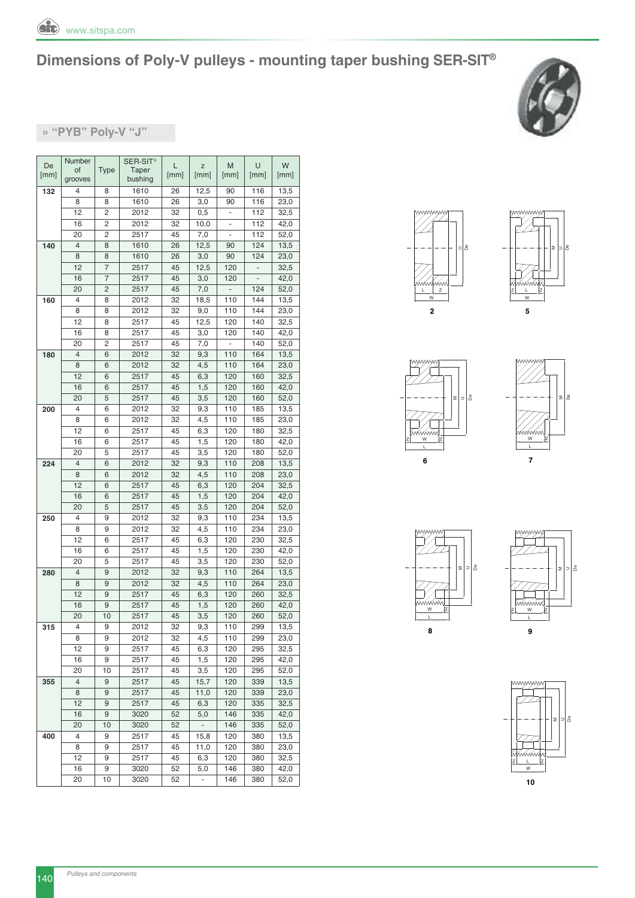# Dimensions of Poly-V pulleys - mounting taper bushing SER-SIT®

## » "PYB" Poly-V "J"

| De [mm] | Number of grooves | Type | SER-SIT® Taper bushing | L [mm] | z [mm] | M [mm] | U [mm] | W [mm] |
|---|---|---|---|---|---|---|---|---|
| 132 | 4 | 8 | 1610 | 26 | 12,5 | 90 | 116 | 13,5 |
| | 8 | 8 | 1610 | 26 | 3,0 | 90 | 116 | 23,0 |
| | 12 | 2 | 2012 | 32 | 0,5 | - | 112 | 32,5 |
| | 16 | 2 | 2012 | 32 | 10,0 | - | 112 | 42,0 |
| | 20 | 2 | 2517 | 45 | 7,0 | - | 112 | 52,0 |
| 140 | 4 | 8 | 1610 | 26 | 12,5 | 90 | 124 | 13,5 |
| | 8 | 8 | 1610 | 26 | 3,0 | 90 | 124 | 23,0 |
| | 12 | 7 | 2517 | 45 | 12,5 | 120 | - | 32,5 |
| | 16 | 7 | 2517 | 45 | 3,0 | 120 | - | 42,0 |
| | 20 | 2 | 2517 | 45 | 7,0 | - | 124 | 52,0 |
| 160 | 4 | 8 | 2012 | 32 | 18,5 | 110 | 144 | 13,5 |
| | 8 | 8 | 2012 | 32 | 9,0 | 110 | 144 | 23,0 |
| | 12 | 8 | 2517 | 45 | 12,5 | 120 | 140 | 32,5 |
| | 16 | 8 | 2517 | 45 | 3,0 | 120 | 140 | 42,0 |
| | 20 | 2 | 2517 | 45 | 7,0 | - | 140 | 52,0 |
| 180 | 4 | 6 | 2012 | 32 | 9,3 | 110 | 164 | 13,5 |
| | 8 | 6 | 2012 | 32 | 4,5 | 110 | 164 | 23,0 |
| | 12 | 6 | 2517 | 45 | 6,3 | 120 | 160 | 32,5 |
| | 16 | 6 | 2517 | 45 | 1,5 | 120 | 160 | 42,0 |
| | 20 | 5 | 2517 | 45 | 3,5 | 120 | 160 | 52,0 |
| 200 | 4 | 6 | 2012 | 32 | 9,3 | 110 | 185 | 13,5 |
| | 8 | 6 | 2012 | 32 | 4,5 | 110 | 185 | 23,0 |
| | 12 | 6 | 2517 | 45 | 6,3 | 120 | 180 | 32,5 |
| | 16 | 6 | 2517 | 45 | 1,5 | 120 | 180 | 42,0 |
| | 20 | 5 | 2517 | 45 | 3,5 | 120 | 180 | 52,0 |
| 224 | 4 | 6 | 2012 | 32 | 9,3 | 110 | 208 | 13,5 |
| | 8 | 6 | 2012 | 32 | 4,5 | 110 | 208 | 23,0 |
| | 12 | 6 | 2517 | 45 | 6,3 | 120 | 204 | 32,5 |
| | 16 | 6 | 2517 | 45 | 1,5 | 120 | 204 | 42,0 |
| | 20 | 5 | 2517 | 45 | 3,5 | 120 | 204 | 52,0 |
| 250 | 4 | 9 | 2012 | 32 | 9,3 | 110 | 234 | 13,5 |
| | 8 | 9 | 2012 | 32 | 4,5 | 110 | 234 | 23,0 |
| | 12 | 6 | 2517 | 45 | 6,3 | 120 | 230 | 32,5 |
| | 16 | 6 | 2517 | 45 | 1,5 | 120 | 230 | 42,0 |
| | 20 | 5 | 2517 | 45 | 3,5 | 120 | 230 | 52,0 |
| 280 | 4 | 9 | 2012 | 32 | 9,3 | 110 | 264 | 13,5 |
| | 8 | 9 | 2012 | 32 | 4,5 | 110 | 264 | 23,0 |
| | 12 | 9 | 2517 | 45 | 6,3 | 120 | 260 | 32,5 |
| | 16 | 9 | 2517 | 45 | 1,5 | 120 | 260 | 42,0 |
| | 20 | 10 | 2517 | 45 | 3,5 | 120 | 260 | 52,0 |
| 315 | 4 | 9 | 2012 | 32 | 9,3 | 110 | 299 | 13,5 |
| | 8 | 9 | 2012 | 32 | 4,5 | 110 | 299 | 23,0 |
| | 12 | 9 | 2517 | 45 | 6,3 | 120 | 295 | 32,5 |
| | 16 | 9 | 2517 | 45 | 1,5 | 120 | 295 | 42,0 |
| | 20 | 10 | 2517 | 45 | 3,5 | 120 | 295 | 52,0 |
| 355 | 4 | 9 | 2517 | 45 | 15,7 | 120 | 339 | 13,5 |
| | 8 | 9 | 2517 | 45 | 11,0 | 120 | 339 | 23,0 |
| | 12 | 9 | 2517 | 45 | 6,3 | 120 | 335 | 32,5 |
| | 16 | 9 | 3020 | 52 | 5,0 | 146 | 335 | 42,0 |
| | 20 | 10 | 3020 | 52 | - | 146 | 335 | 52,0 |
| 400 | 4 | 9 | 2517 | 45 | 15,8 | 120 | 380 | 13,5 |
| | 8 | 9 | 2517 | 45 | 11,0 | 120 | 380 | 23,0 |
| | 12 | 9 | 2517 | 45 | 6,3 | 120 | 380 | 32,5 |
| | 16 | 9 | 3020 | 52 | 5,0 | 146 | 380 | 42,0 |
| | 20 | 10 | 3020 | 52 | - | 146 | 380 | 52,0 |

2

5

6

7

8

9

10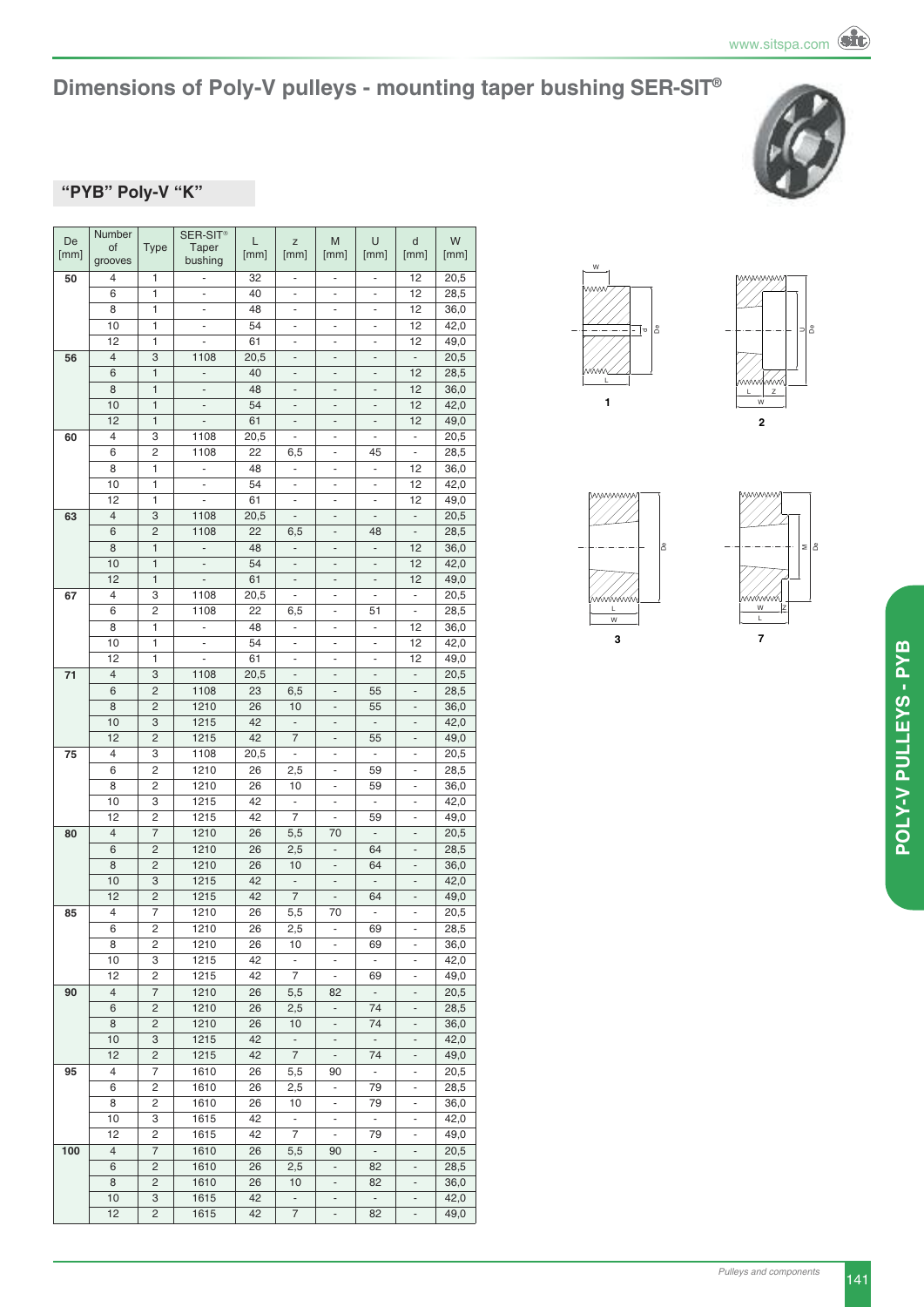# Dimensions of Poly-V pulleys - mounting taper bushing SER-SIT®

## "PYB" Poly-V "K"

| De [mm] | Number of grooves | Type | SER-SIT® Taper bushing | L [mm] | z [mm] | M [mm] | U [mm] | d [mm] | W [mm] |
|---|---|---|---|---|---|---|---|---|---|
| **50** | 4 | 1 | - | 32 | - | - | - | 12 | 20,5 |
| | 6 | 1 | - | 40 | - | - | - | 12 | 28,5 |
| | 8 | 1 | - | 48 | - | - | - | 12 | 36,0 |
| | 10 | 1 | - | 54 | - | - | - | 12 | 42,0 |
| | 12 | 1 | - | 61 | - | - | - | 12 | 49,0 |
| **56** | 4 | 3 | 1108 | 20,5 | - | - | - | - | 20,5 |
| | 6 | 1 | - | 40 | - | - | - | 12 | 28,5 |
| | 8 | 1 | - | 48 | - | - | - | 12 | 36,0 |
| | 10 | 1 | - | 54 | - | - | - | 12 | 42,0 |
| | 12 | 1 | - | 61 | - | - | - | 12 | 49,0 |
| **60** | 4 | 3 | 1108 | 20,5 | - | - | - | - | 20,5 |
| | 6 | 2 | 1108 | 22 | 6,5 | - | 45 | - | 28,5 |
| | 8 | 1 | - | 48 | - | - | - | 12 | 36,0 |
| | 10 | 1 | - | 54 | - | - | - | 12 | 42,0 |
| | 12 | 1 | - | 61 | - | - | - | 12 | 49,0 |
| **63** | 4 | 3 | 1108 | 20,5 | - | - | - | - | 20,5 |
| | 6 | 2 | 1108 | 22 | 6,5 | - | 48 | - | 28,5 |
| | 8 | 1 | - | 48 | - | - | - | 12 | 36,0 |
| | 10 | 1 | - | 54 | - | - | - | 12 | 42,0 |
| | 12 | 1 | - | 61 | - | - | - | 12 | 49,0 |
| **67** | 4 | 3 | 1108 | 20,5 | - | - | - | - | 20,5 |
| | 6 | 2 | 1108 | 22 | 6,5 | - | 51 | - | 28,5 |
| | 8 | 1 | - | 48 | - | - | - | 12 | 36,0 |
| | 10 | 1 | - | 54 | - | - | - | 12 | 42,0 |
| | 12 | 1 | - | 61 | - | - | - | 12 | 49,0 |
| **71** | 4 | 3 | 1108 | 20,5 | - | - | - | - | 20,5 |
| | 6 | 2 | 1108 | 23 | 6,5 | - | 55 | - | 28,5 |
| | 8 | 2 | 1210 | 26 | 10 | - | 55 | - | 36,0 |
| | 10 | 3 | 1215 | 42 | - | - | - | - | 42,0 |
| | 12 | 2 | 1215 | 42 | 7 | - | 55 | - | 49,0 |
| **75** | 4 | 3 | 1108 | 20,5 | - | - | - | - | 20,5 |
| | 6 | 2 | 1210 | 26 | 2,5 | - | 59 | - | 28,5 |
| | 8 | 2 | 1210 | 26 | 10 | - | 59 | - | 36,0 |
| | 10 | 3 | 1215 | 42 | - | - | - | - | 42,0 |
| | 12 | 2 | 1215 | 42 | 7 | - | 59 | - | 49,0 |
| **80** | 4 | 7 | 1210 | 26 | 5,5 | 70 | - | - | 20,5 |
| | 6 | 2 | 1210 | 26 | 2,5 | - | 64 | - | 28,5 |
| | 8 | 2 | 1210 | 26 | 10 | - | 64 | - | 36,0 |
| | 10 | 3 | 1215 | 42 | - | - | - | - | 42,0 |
| | 12 | 2 | 1215 | 42 | 7 | - | 64 | - | 49,0 |
| **85** | 4 | 7 | 1210 | 26 | 5,5 | 70 | - | - | 20,5 |
| | 6 | 2 | 1210 | 26 | 2,5 | - | 69 | - | 28,5 |
| | 8 | 2 | 1210 | 26 | 10 | - | 69 | - | 36,0 |
| | 10 | 3 | 1215 | 42 | - | - | - | - | 42,0 |
| | 12 | 2 | 1215 | 42 | 7 | - | 69 | - | 49,0 |
| **90** | 4 | 7 | 1210 | 26 | 5,5 | 82 | - | - | 20,5 |
| | 6 | 2 | 1210 | 26 | 2,5 | - | 74 | - | 28,5 |
| | 8 | 2 | 1210 | 26 | 10 | - | 74 | - | 36,0 |
| | 10 | 3 | 1215 | 42 | - | - | - | - | 42,0 |
| | 12 | 2 | 1215 | 42 | 7 | - | 74 | - | 49,0 |
| **95** | 4 | 7 | 1610 | 26 | 5,5 | 90 | - | - | 20,5 |
| | 6 | 2 | 1610 | 26 | 2,5 | - | 79 | - | 28,5 |
| | 8 | 2 | 1610 | 26 | 10 | - | 79 | - | 36,0 |
| | 10 | 3 | 1615 | 42 | - | - | - | - | 42,0 |
| | 12 | 2 | 1615 | 42 | 7 | - | 79 | - | 49,0 |
| **100** | 4 | 7 | 1610 | 26 | 5,5 | 90 | - | - | 20,5 |
| | 6 | 2 | 1610 | 26 | 2,5 | - | 82 | - | 28,5 |
| | 8 | 2 | 1610 | 26 | 10 | - | 82 | - | 36,0 |
| | 10 | 3 | 1615 | 42 | - | - | - | - | 42,0 |
| | 12 | 2 | 1615 | 42 | 7 | - | 82 | - | 49,0 |

1

2

3

7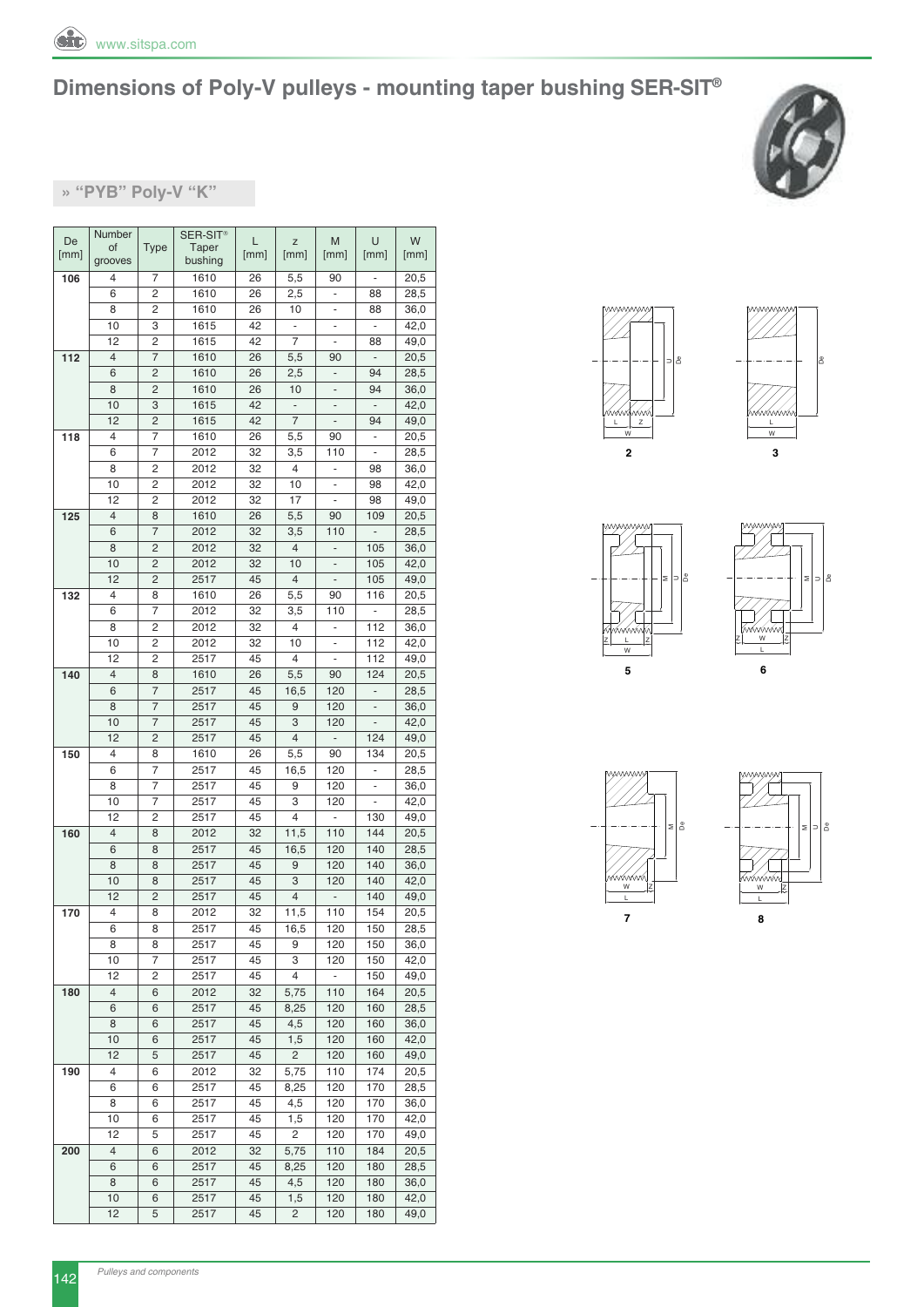# Dimensions of Poly-V pulleys - mounting taper bushing SER-SIT®

## » "PYB" Poly-V "K"

| De [mm] | Number of grooves | Type | SER-SIT® Taper bushing | L [mm] | z [mm] | M [mm] | U [mm] | W [mm] |
|---|---|---|---|---|---|---|---|---|
| **106** | 4 | 7 | 1610 | 26 | 5,5 | 90 | - | 20,5 |
| | 6 | 2 | 1610 | 26 | 2,5 | - | 88 | 28,5 |
| | 8 | 2 | 1610 | 26 | 10 | - | 88 | 36,0 |
| | 10 | 3 | 1615 | 42 | - | - | - | 42,0 |
| | 12 | 2 | 1615 | 42 | 7 | - | 88 | 49,0 |
| **112** | 4 | 7 | 1610 | 26 | 5,5 | 90 | - | 20,5 |
| | 6 | 2 | 1610 | 26 | 2,5 | - | 94 | 28,5 |
| | 8 | 2 | 1610 | 26 | 10 | - | 94 | 36,0 |
| | 10 | 3 | 1615 | 42 | - | - | - | 42,0 |
| | 12 | 2 | 1615 | 42 | 7 | - | 94 | 49,0 |
| **118** | 4 | 7 | 1610 | 26 | 5,5 | 90 | - | 20,5 |
| | 6 | 7 | 2012 | 32 | 3,5 | 110 | - | 28,5 |
| | 8 | 2 | 2012 | 32 | 4 | - | 98 | 36,0 |
| | 10 | 2 | 2012 | 32 | 10 | - | 98 | 42,0 |
| | 12 | 2 | 2012 | 32 | 17 | - | 98 | 49,0 |
| **125** | 4 | 8 | 1610 | 26 | 5,5 | 90 | 109 | 20,5 |
| | 6 | 7 | 2012 | 32 | 3,5 | 110 | - | 28,5 |
| | 8 | 2 | 2012 | 32 | 4 | - | 105 | 36,0 |
| | 10 | 2 | 2012 | 32 | 10 | - | 105 | 42,0 |
| | 12 | 2 | 2517 | 45 | 4 | - | 105 | 49,0 |
| **132** | 4 | 8 | 1610 | 26 | 5,5 | 90 | 116 | 20,5 |
| | 6 | 7 | 2012 | 32 | 3,5 | 110 | - | 28,5 |
| | 8 | 2 | 2012 | 32 | 4 | - | 112 | 36,0 |
| | 10 | 2 | 2012 | 32 | 10 | - | 112 | 42,0 |
| | 12 | 2 | 2517 | 45 | 4 | - | 112 | 49,0 |
| **140** | 4 | 8 | 1610 | 26 | 5,5 | 90 | 124 | 20,5 |
| | 6 | 7 | 2517 | 45 | 16,5 | 120 | - | 28,5 |
| | 8 | 7 | 2517 | 45 | 9 | 120 | - | 36,0 |
| | 10 | 7 | 2517 | 45 | 3 | 120 | - | 42,0 |
| | 12 | 2 | 2517 | 45 | 4 | - | 124 | 49,0 |
| **150** | 4 | 8 | 1610 | 26 | 5,5 | 90 | 134 | 20,5 |
| | 6 | 7 | 2517 | 45 | 16,5 | 120 | - | 28,5 |
| | 8 | 7 | 2517 | 45 | 9 | 120 | - | 36,0 |
| | 10 | 7 | 2517 | 45 | 3 | 120 | - | 42,0 |
| | 12 | 2 | 2517 | 45 | 4 | - | 130 | 49,0 |
| **160** | 4 | 8 | 2012 | 32 | 11,5 | 110 | 144 | 20,5 |
| | 6 | 8 | 2517 | 45 | 16,5 | 120 | 140 | 28,5 |
| | 8 | 8 | 2517 | 45 | 9 | 120 | 140 | 36,0 |
| | 10 | 8 | 2517 | 45 | 3 | 120 | 140 | 42,0 |
| | 12 | 2 | 2517 | 45 | 4 | - | 140 | 49,0 |
| **170** | 4 | 8 | 2012 | 32 | 11,5 | 110 | 154 | 20,5 |
| | 6 | 8 | 2517 | 45 | 16,5 | 120 | 150 | 28,5 |
| | 8 | 8 | 2517 | 45 | 9 | 120 | 150 | 36,0 |
| | 10 | 7 | 2517 | 45 | 3 | 120 | 150 | 42,0 |
| | 12 | 2 | 2517 | 45 | 4 | - | 150 | 49,0 |
| **180** | 4 | 6 | 2012 | 32 | 5,75 | 110 | 164 | 20,5 |
| | 6 | 6 | 2517 | 45 | 8,25 | 120 | 160 | 28,5 |
| | 8 | 6 | 2517 | 45 | 4,5 | 120 | 160 | 36,0 |
| | 10 | 6 | 2517 | 45 | 1,5 | 120 | 160 | 42,0 |
| | 12 | 5 | 2517 | 45 | 2 | 120 | 160 | 49,0 |
| **190** | 4 | 6 | 2012 | 32 | 5,75 | 110 | 174 | 20,5 |
| | 6 | 6 | 2517 | 45 | 8,25 | 120 | 170 | 28,5 |
| | 8 | 6 | 2517 | 45 | 4,5 | 120 | 170 | 36,0 |
| | 10 | 6 | 2517 | 45 | 1,5 | 120 | 170 | 42,0 |
| | 12 | 5 | 2517 | 45 | 2 | 120 | 170 | 49,0 |
| **200** | 4 | 6 | 2012 | 32 | 5,75 | 110 | 184 | 20,5 |
| | 6 | 6 | 2517 | 45 | 8,25 | 120 | 180 | 28,5 |
| | 8 | 6 | 2517 | 45 | 4,5 | 120 | 180 | 36,0 |
| | 10 | 6 | 2517 | 45 | 1,5 | 120 | 180 | 42,0 |
| | 12 | 5 | 2517 | 45 | 2 | 120 | 180 | 49,0 |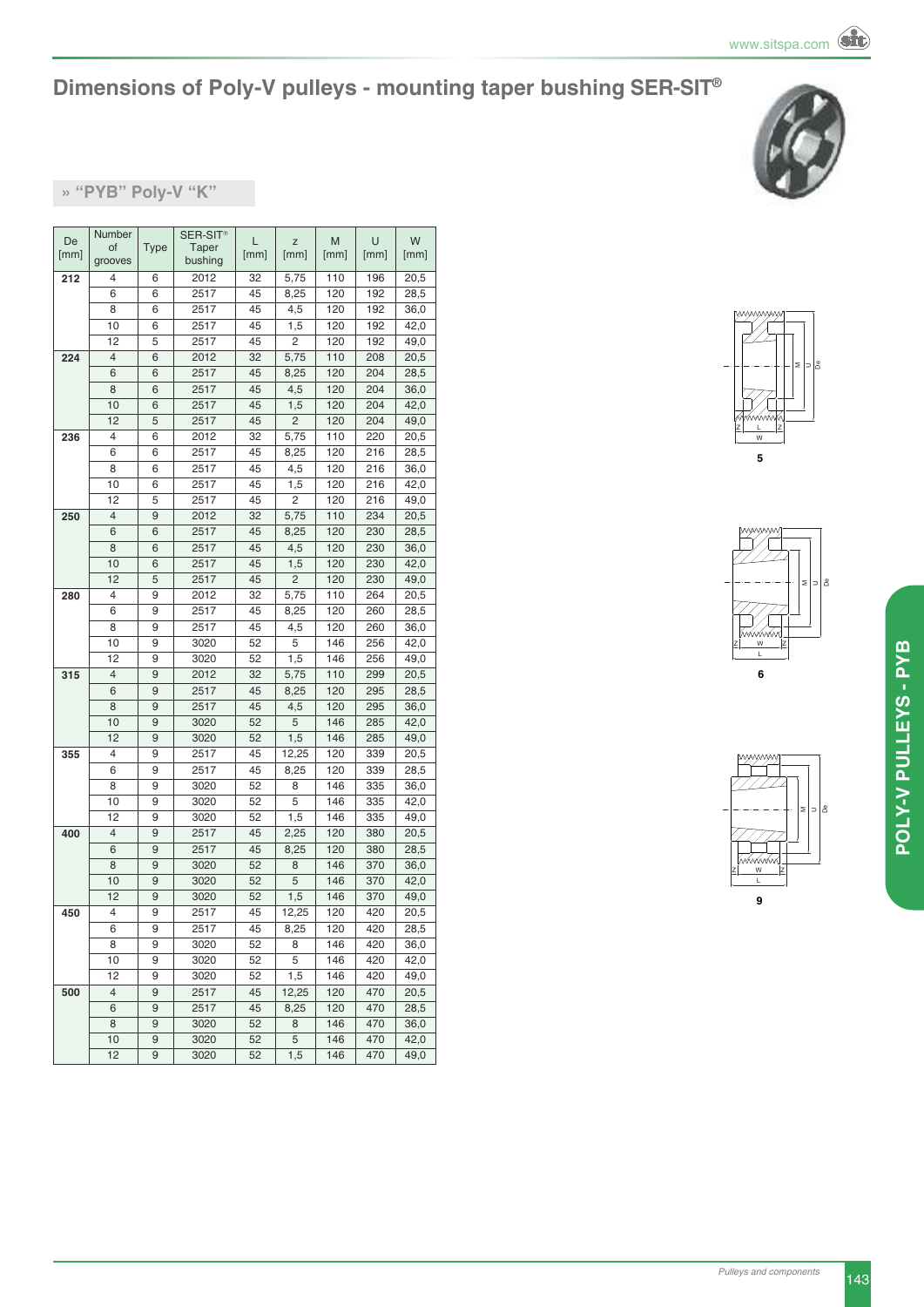# Dimensions of Poly-V pulleys - mounting taper bushing SER-SIT®

## » “PYB” Poly-V “K”

| De [mm] | Number of grooves | Type | SER-SIT® Taper bushing | L [mm] | z [mm] | M [mm] | U [mm] | W [mm] |
|---|---|---|---|---|---|---|---|---|
| **212** | 4 | 6 | 2012 | 32 | 5,75 | 110 | 196 | 20,5 |
| | 6 | 6 | 2517 | 45 | 8,25 | 120 | 192 | 28,5 |
| | 8 | 6 | 2517 | 45 | 4,5 | 120 | 192 | 36,0 |
| | 10 | 6 | 2517 | 45 | 1,5 | 120 | 192 | 42,0 |
| | 12 | 5 | 2517 | 45 | 2 | 120 | 192 | 49,0 |
| **224** | 4 | 6 | 2012 | 32 | 5,75 | 110 | 208 | 20,5 |
| | 6 | 6 | 2517 | 45 | 8,25 | 120 | 204 | 28,5 |
| | 8 | 6 | 2517 | 45 | 4,5 | 120 | 204 | 36,0 |
| | 10 | 6 | 2517 | 45 | 1,5 | 120 | 204 | 42,0 |
| | 12 | 5 | 2517 | 45 | 2 | 120 | 204 | 49,0 |
| **236** | 4 | 6 | 2012 | 32 | 5,75 | 110 | 220 | 20,5 |
| | 6 | 6 | 2517 | 45 | 8,25 | 120 | 216 | 28,5 |
| | 8 | 6 | 2517 | 45 | 4,5 | 120 | 216 | 36,0 |
| | 10 | 6 | 2517 | 45 | 1,5 | 120 | 216 | 42,0 |
| | 12 | 5 | 2517 | 45 | 2 | 120 | 216 | 49,0 |
| **250** | 4 | 9 | 2012 | 32 | 5,75 | 110 | 234 | 20,5 |
| | 6 | 6 | 2517 | 45 | 8,25 | 120 | 230 | 28,5 |
| | 8 | 6 | 2517 | 45 | 4,5 | 120 | 230 | 36,0 |
| | 10 | 6 | 2517 | 45 | 1,5 | 120 | 230 | 42,0 |
| | 12 | 5 | 2517 | 45 | 2 | 120 | 230 | 49,0 |
| **280** | 4 | 9 | 2012 | 32 | 5,75 | 110 | 264 | 20,5 |
| | 6 | 9 | 2517 | 45 | 8,25 | 120 | 260 | 28,5 |
| | 8 | 9 | 2517 | 45 | 4,5 | 120 | 260 | 36,0 |
| | 10 | 9 | 3020 | 52 | 5 | 146 | 256 | 42,0 |
| | 12 | 9 | 3020 | 52 | 1,5 | 146 | 256 | 49,0 |
| **315** | 4 | 9 | 2012 | 32 | 5,75 | 110 | 299 | 20,5 |
| | 6 | 9 | 2517 | 45 | 8,25 | 120 | 295 | 28,5 |
| | 8 | 9 | 2517 | 45 | 4,5 | 120 | 295 | 36,0 |
| | 10 | 9 | 3020 | 52 | 5 | 146 | 285 | 42,0 |
| | 12 | 9 | 3020 | 52 | 1,5 | 146 | 285 | 49,0 |
| **355** | 4 | 9 | 2517 | 45 | 12,25 | 120 | 339 | 20,5 |
| | 6 | 9 | 2517 | 45 | 8,25 | 120 | 339 | 28,5 |
| | 8 | 9 | 3020 | 52 | 8 | 146 | 335 | 36,0 |
| | 10 | 9 | 3020 | 52 | 5 | 146 | 335 | 42,0 |
| | 12 | 9 | 3020 | 52 | 1,5 | 146 | 335 | 49,0 |
| **400** | 4 | 9 | 2517 | 45 | 2,25 | 120 | 380 | 20,5 |
| | 6 | 9 | 2517 | 45 | 8,25 | 120 | 380 | 28,5 |
| | 8 | 9 | 3020 | 52 | 8 | 146 | 370 | 36,0 |
| | 10 | 9 | 3020 | 52 | 5 | 146 | 370 | 42,0 |
| | 12 | 9 | 3020 | 52 | 1,5 | 146 | 370 | 49,0 |
| **450** | 4 | 9 | 2517 | 45 | 12,25 | 120 | 420 | 20,5 |
| | 6 | 9 | 2517 | 45 | 8,25 | 120 | 420 | 28,5 |
| | 8 | 9 | 3020 | 52 | 8 | 146 | 420 | 36,0 |
| | 10 | 9 | 3020 | 52 | 5 | 146 | 420 | 42,0 |
| | 12 | 9 | 3020 | 52 | 1,5 | 146 | 420 | 49,0 |
| **500** | 4 | 9 | 2517 | 45 | 12,25 | 120 | 470 | 20,5 |
| | 6 | 9 | 2517 | 45 | 8,25 | 120 | 470 | 28,5 |
| | 8 | 9 | 3020 | 52 | 8 | 146 | 470 | 36,0 |
| | 10 | 9 | 3020 | 52 | 5 | 146 | 470 | 42,0 |
| | 12 | 9 | 3020 | 52 | 1,5 | 146 | 470 | 49,0 |

5

6

9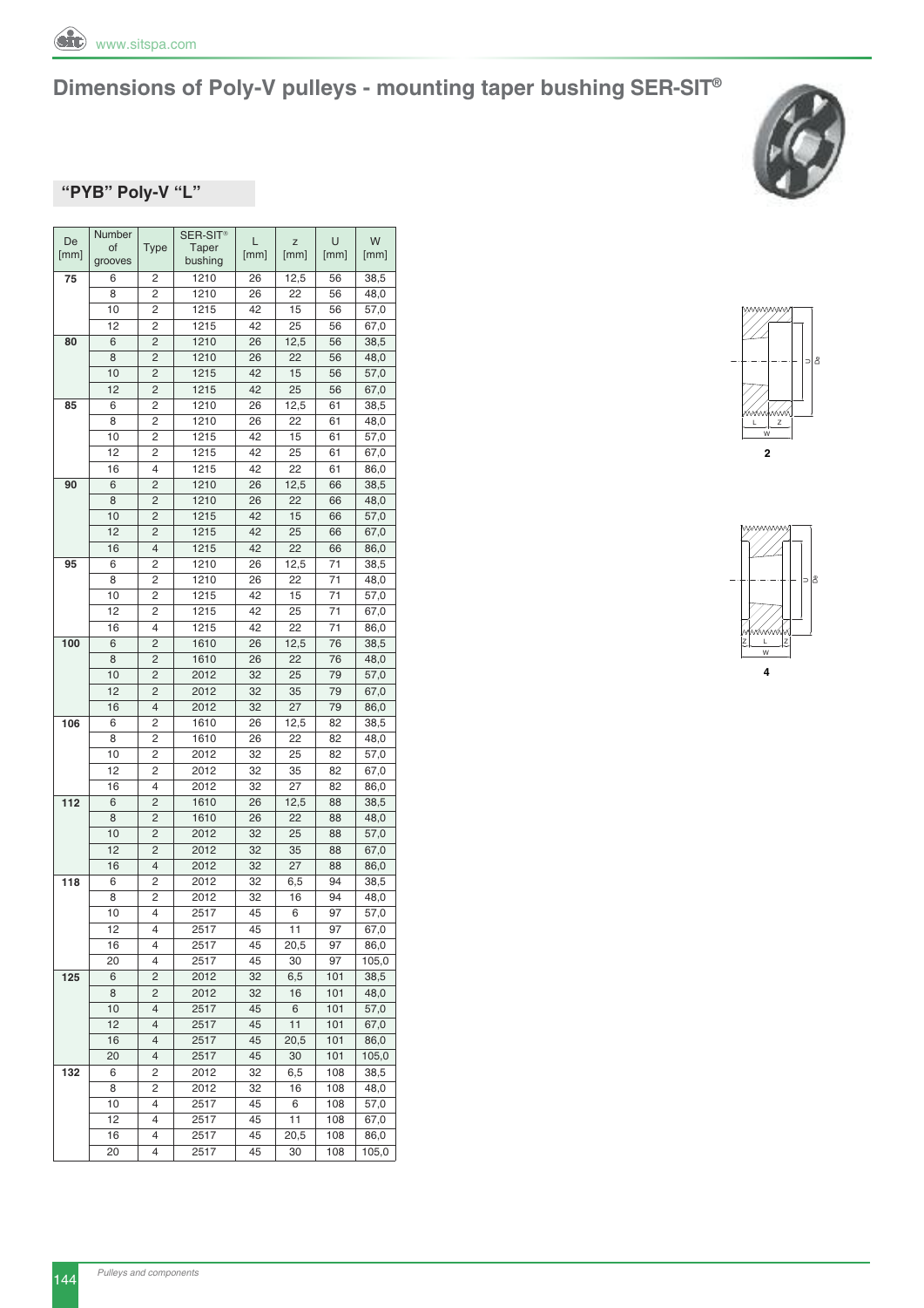# Dimensions of Poly-V pulleys - mounting taper bushing SER-SIT®

## "PYB" Poly-V "L"

| De [mm] | Number of grooves | Type | SER-SIT® Taper bushing | L [mm] | z [mm] | U [mm] | W [mm] |
|---|---|---|---|---|---|---|---|
| **75** | 6 | 2 | 1210 | 26 | 12,5 | 56 | 38,5 |
| | 8 | 2 | 1210 | 26 | 22 | 56 | 48,0 |
| | 10 | 2 | 1215 | 42 | 15 | 56 | 57,0 |
| | 12 | 2 | 1215 | 42 | 25 | 56 | 67,0 |
| **80** | 6 | 2 | 1210 | 26 | 12,5 | 56 | 38,5 |
| | 8 | 2 | 1210 | 26 | 22 | 56 | 48,0 |
| | 10 | 2 | 1215 | 42 | 15 | 56 | 57,0 |
| | 12 | 2 | 1215 | 42 | 25 | 56 | 67,0 |
| **85** | 6 | 2 | 1210 | 26 | 12,5 | 61 | 38,5 |
| | 8 | 2 | 1210 | 26 | 22 | 61 | 48,0 |
| | 10 | 2 | 1215 | 42 | 15 | 61 | 57,0 |
| | 12 | 2 | 1215 | 42 | 25 | 61 | 67,0 |
| | 16 | 4 | 1215 | 42 | 22 | 61 | 86,0 |
| **90** | 6 | 2 | 1210 | 26 | 12,5 | 66 | 38,5 |
| | 8 | 2 | 1210 | 26 | 22 | 66 | 48,0 |
| | 10 | 2 | 1215 | 42 | 15 | 66 | 57,0 |
| | 12 | 2 | 1215 | 42 | 25 | 66 | 67,0 |
| | 16 | 4 | 1215 | 42 | 22 | 66 | 86,0 |
| **95** | 6 | 2 | 1210 | 26 | 12,5 | 71 | 38,5 |
| | 8 | 2 | 1210 | 26 | 22 | 71 | 48,0 |
| | 10 | 2 | 1215 | 42 | 15 | 71 | 57,0 |
| | 12 | 2 | 1215 | 42 | 25 | 71 | 67,0 |
| | 16 | 4 | 1215 | 42 | 22 | 71 | 86,0 |
| **100** | 6 | 2 | 1610 | 26 | 12,5 | 76 | 38,5 |
| | 8 | 2 | 1610 | 26 | 22 | 76 | 48,0 |
| | 10 | 2 | 2012 | 32 | 25 | 79 | 57,0 |
| | 12 | 2 | 2012 | 32 | 35 | 79 | 67,0 |
| | 16 | 4 | 2012 | 32 | 27 | 79 | 86,0 |
| **106** | 6 | 2 | 1610 | 26 | 12,5 | 82 | 38,5 |
| | 8 | 2 | 1610 | 26 | 22 | 82 | 48,0 |
| | 10 | 2 | 2012 | 32 | 25 | 82 | 57,0 |
| | 12 | 2 | 2012 | 32 | 35 | 82 | 67,0 |
| | 16 | 4 | 2012 | 32 | 27 | 82 | 86,0 |
| **112** | 6 | 2 | 1610 | 26 | 12,5 | 88 | 38,5 |
| | 8 | 2 | 1610 | 26 | 22 | 88 | 48,0 |
| | 10 | 2 | 2012 | 32 | 25 | 88 | 57,0 |
| | 12 | 2 | 2012 | 32 | 35 | 88 | 67,0 |
| | 16 | 4 | 2012 | 32 | 27 | 88 | 86,0 |
| **118** | 6 | 2 | 2012 | 32 | 6,5 | 94 | 38,5 |
| | 8 | 2 | 2012 | 32 | 16 | 94 | 48,0 |
| | 10 | 4 | 2517 | 45 | 6 | 97 | 57,0 |
| | 12 | 4 | 2517 | 45 | 11 | 97 | 67,0 |
| | 16 | 4 | 2517 | 45 | 20,5 | 97 | 86,0 |
| | 20 | 4 | 2517 | 45 | 30 | 97 | 105,0 |
| **125** | 6 | 2 | 2012 | 32 | 6,5 | 101 | 38,5 |
| | 8 | 2 | 2012 | 32 | 16 | 101 | 48,0 |
| | 10 | 4 | 2517 | 45 | 6 | 101 | 57,0 |
| | 12 | 4 | 2517 | 45 | 11 | 101 | 67,0 |
| | 16 | 4 | 2517 | 45 | 20,5 | 101 | 86,0 |
| | 20 | 4 | 2517 | 45 | 30 | 101 | 105,0 |
| **132** | 6 | 2 | 2012 | 32 | 6,5 | 108 | 38,5 |
| | 8 | 2 | 2012 | 32 | 16 | 108 | 48,0 |
| | 10 | 4 | 2517 | 45 | 6 | 108 | 57,0 |
| | 12 | 4 | 2517 | 45 | 11 | 108 | 67,0 |
| | 16 | 4 | 2517 | 45 | 20,5 | 108 | 86,0 |
| | 20 | 4 | 2517 | 45 | 30 | 108 | 105,0 |

2

4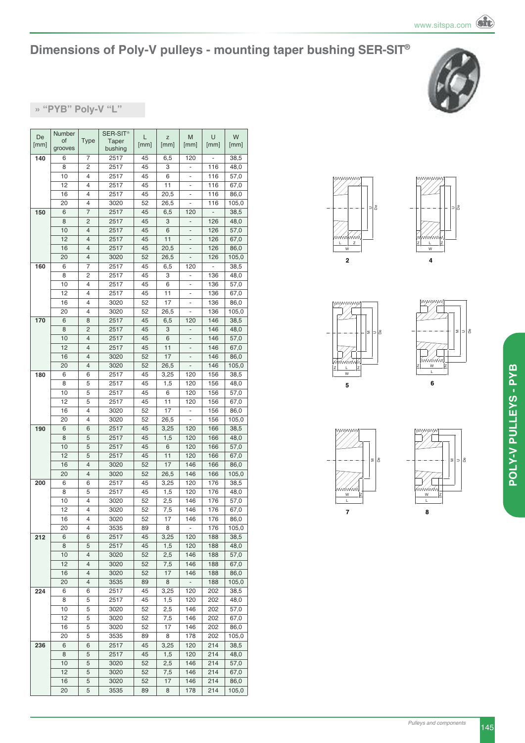# Dimensions of Poly-V pulleys - mounting taper bushing SER-SIT®

## » "PYB" Poly-V "L"

| De [mm] | Number of grooves | Type | SER-SIT® Taper bushing | L [mm] | z [mm] | M [mm] | U [mm] | W [mm] |
|---|---|---|---|---|---|---|---|---|
| **140** | 6 | 7 | 2517 | 45 | 6,5 | 120 | - | 38,5 |
| | 8 | 2 | 2517 | 45 | 3 | - | 116 | 48,0 |
| | 10 | 4 | 2517 | 45 | 6 | - | 116 | 57,0 |
| | 12 | 4 | 2517 | 45 | 11 | - | 116 | 67,0 |
| | 16 | 4 | 2517 | 45 | 20,5 | - | 116 | 86,0 |
| | 20 | 4 | 3020 | 52 | 26,5 | - | 116 | 105,0 |
| **150** | 6 | 7 | 2517 | 45 | 6,5 | 120 | - | 38,5 |
| | 8 | 2 | 2517 | 45 | 3 | - | 126 | 48,0 |
| | 10 | 4 | 2517 | 45 | 6 | - | 126 | 57,0 |
| | 12 | 4 | 2517 | 45 | 11 | - | 126 | 67,0 |
| | 16 | 4 | 2517 | 45 | 20,5 | - | 126 | 86,0 |
| | 20 | 4 | 3020 | 52 | 26,5 | - | 126 | 105,0 |
| **160** | 6 | 7 | 2517 | 45 | 6,5 | 120 | - | 38,5 |
| | 8 | 2 | 2517 | 45 | 3 | - | 136 | 48,0 |
| | 10 | 4 | 2517 | 45 | 6 | - | 136 | 57,0 |
| | 12 | 4 | 2517 | 45 | 11 | - | 136 | 67,0 |
| | 16 | 4 | 3020 | 52 | 17 | - | 136 | 86,0 |
| | 20 | 4 | 3020 | 52 | 26,5 | - | 136 | 105,0 |
| **170** | 6 | 8 | 2517 | 45 | 6,5 | 120 | 146 | 38,5 |
| | 8 | 2 | 2517 | 45 | 3 | - | 146 | 48,0 |
| | 10 | 4 | 2517 | 45 | 6 | - | 146 | 57,0 |
| | 12 | 4 | 2517 | 45 | 11 | - | 146 | 67,0 |
| | 16 | 4 | 3020 | 52 | 17 | - | 146 | 86,0 |
| | 20 | 4 | 3020 | 52 | 26,5 | - | 146 | 105,0 |
| **180** | 6 | 6 | 2517 | 45 | 3,25 | 120 | 156 | 38,5 |
| | 8 | 5 | 2517 | 45 | 1,5 | 120 | 156 | 48,0 |
| | 10 | 5 | 2517 | 45 | 6 | 120 | 156 | 57,0 |
| | 12 | 5 | 2517 | 45 | 11 | 120 | 156 | 67,0 |
| | 16 | 4 | 3020 | 52 | 17 | - | 156 | 86,0 |
| | 20 | 4 | 3020 | 52 | 26,5 | - | 156 | 105,0 |
| **190** | 6 | 6 | 2517 | 45 | 3,25 | 120 | 166 | 38,5 |
| | 8 | 5 | 2517 | 45 | 1,5 | 120 | 166 | 48,0 |
| | 10 | 5 | 2517 | 45 | 6 | 120 | 166 | 57,0 |
| | 12 | 5 | 2517 | 45 | 11 | 120 | 166 | 67,0 |
| | 16 | 4 | 3020 | 52 | 17 | 146 | 166 | 86,0 |
| | 20 | 4 | 3020 | 52 | 26,5 | 146 | 166 | 105,0 |
| **200** | 6 | 6 | 2517 | 45 | 3,25 | 120 | 176 | 38,5 |
| | 8 | 5 | 2517 | 45 | 1,5 | 120 | 176 | 48,0 |
| | 10 | 4 | 3020 | 52 | 2,5 | 146 | 176 | 57,0 |
| | 12 | 4 | 3020 | 52 | 7,5 | 146 | 176 | 67,0 |
| | 16 | 4 | 3020 | 52 | 17 | 146 | 176 | 86,0 |
| | 20 | 4 | 3535 | 89 | 8 | - | 176 | 105,0 |
| **212** | 6 | 6 | 2517 | 45 | 3,25 | 120 | 188 | 38,5 |
| | 8 | 5 | 2517 | 45 | 1,5 | 120 | 188 | 48,0 |
| | 10 | 4 | 3020 | 52 | 2,5 | 146 | 188 | 57,0 |
| | 12 | 4 | 3020 | 52 | 7,5 | 146 | 188 | 67,0 |
| | 16 | 4 | 3020 | 52 | 17 | 146 | 188 | 86,0 |
| | 20 | 4 | 3535 | 89 | 8 | - | 188 | 105,0 |
| **224** | 6 | 6 | 2517 | 45 | 3,25 | 120 | 202 | 38,5 |
| | 8 | 5 | 2517 | 45 | 1,5 | 120 | 202 | 48,0 |
| | 10 | 5 | 3020 | 52 | 2,5 | 146 | 202 | 57,0 |
| | 12 | 5 | 3020 | 52 | 7,5 | 146 | 202 | 67,0 |
| | 16 | 5 | 3020 | 52 | 17 | 146 | 202 | 86,0 |
| | 20 | 5 | 3535 | 89 | 8 | 178 | 202 | 105,0 |
| **236** | 6 | 6 | 2517 | 45 | 3,25 | 120 | 214 | 38,5 |
| | 8 | 5 | 2517 | 45 | 1,5 | 120 | 214 | 48,0 |
| | 10 | 5 | 3020 | 52 | 2,5 | 146 | 214 | 57,0 |
| | 12 | 5 | 3020 | 52 | 7,5 | 146 | 214 | 67,0 |
| | 16 | 5 | 3020 | 52 | 17 | 146 | 214 | 86,0 |
| | 20 | 5 | 3535 | 89 | 8 | 178 | 214 | 105,0 |

2 4 5 6 7 8

POLY-V PULLEYS - PYB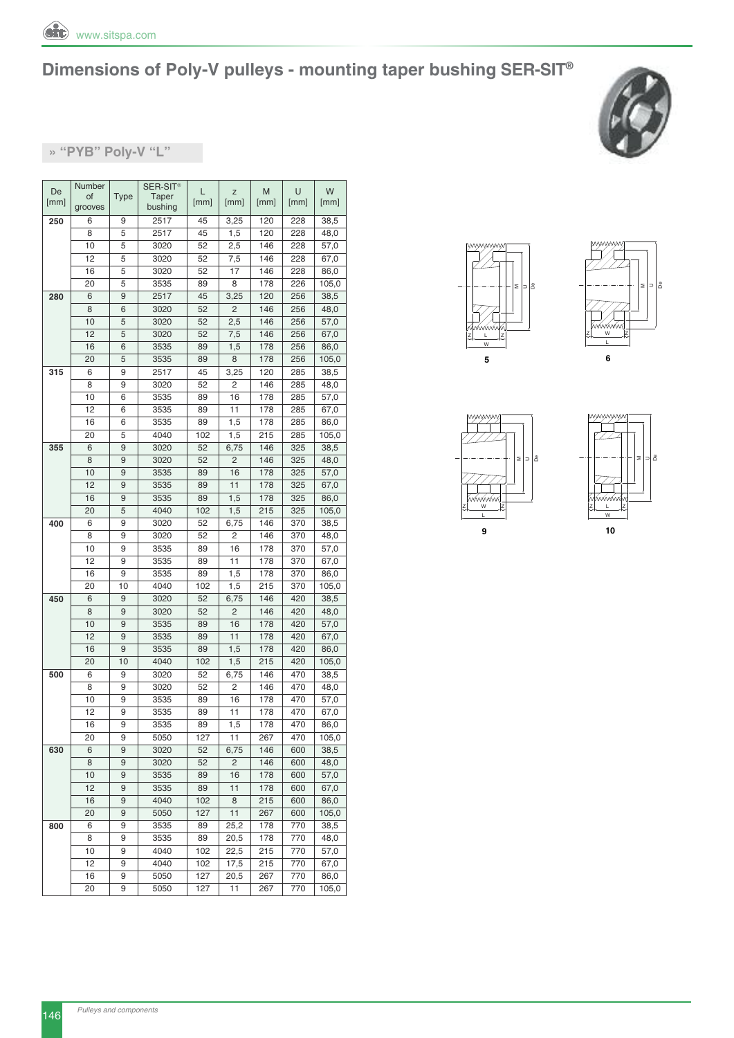# Dimensions of Poly-V pulleys - mounting taper bushing SER-SIT®

## » "PYB" Poly-V "L"

| De [mm] | Number of grooves | Type | SER-SIT® Taper bushing | L [mm] | z [mm] | M [mm] | U [mm] | W [mm] |
|---|---|---|---|---|---|---|---|---|
| 250 | 6 | 9 | 2517 | 45 | 3,25 | 120 | 228 | 38,5 |
| | 8 | 5 | 2517 | 45 | 1,5 | 120 | 228 | 48,0 |
| | 10 | 5 | 3020 | 52 | 2,5 | 146 | 228 | 57,0 |
| | 12 | 5 | 3020 | 52 | 7,5 | 146 | 228 | 67,0 |
| | 16 | 5 | 3020 | 52 | 17 | 146 | 228 | 86,0 |
| | 20 | 5 | 3535 | 89 | 8 | 178 | 226 | 105,0 |
| 280 | 6 | 9 | 2517 | 45 | 3,25 | 120 | 256 | 38,5 |
| | 8 | 6 | 3020 | 52 | 2 | 146 | 256 | 48,0 |
| | 10 | 5 | 3020 | 52 | 2,5 | 146 | 256 | 57,0 |
| | 12 | 5 | 3020 | 52 | 7,5 | 146 | 256 | 67,0 |
| | 16 | 6 | 3535 | 89 | 1,5 | 178 | 256 | 86,0 |
| | 20 | 5 | 3535 | 89 | 8 | 178 | 256 | 105,0 |
| 315 | 6 | 9 | 2517 | 45 | 3,25 | 120 | 285 | 38,5 |
| | 8 | 9 | 3020 | 52 | 2 | 146 | 285 | 48,0 |
| | 10 | 6 | 3535 | 89 | 16 | 178 | 285 | 57,0 |
| | 12 | 6 | 3535 | 89 | 11 | 178 | 285 | 67,0 |
| | 16 | 6 | 3535 | 89 | 1,5 | 178 | 285 | 86,0 |
| | 20 | 5 | 4040 | 102 | 1,5 | 215 | 285 | 105,0 |
| 355 | 6 | 9 | 3020 | 52 | 6,75 | 146 | 325 | 38,5 |
| | 8 | 9 | 3020 | 52 | 2 | 146 | 325 | 48,0 |
| | 10 | 9 | 3535 | 89 | 16 | 178 | 325 | 57,0 |
| | 12 | 9 | 3535 | 89 | 11 | 178 | 325 | 67,0 |
| | 16 | 9 | 3535 | 89 | 1,5 | 178 | 325 | 86,0 |
| | 20 | 5 | 4040 | 102 | 1,5 | 215 | 325 | 105,0 |
| 400 | 6 | 9 | 3020 | 52 | 6,75 | 146 | 370 | 38,5 |
| | 8 | 9 | 3020 | 52 | 2 | 146 | 370 | 48,0 |
| | 10 | 9 | 3535 | 89 | 16 | 178 | 370 | 57,0 |
| | 12 | 9 | 3535 | 89 | 11 | 178 | 370 | 67,0 |
| | 16 | 9 | 3535 | 89 | 1,5 | 178 | 370 | 86,0 |
| | 20 | 10 | 4040 | 102 | 1,5 | 215 | 370 | 105,0 |
| 450 | 6 | 9 | 3020 | 52 | 6,75 | 146 | 420 | 38,5 |
| | 8 | 9 | 3020 | 52 | 2 | 146 | 420 | 48,0 |
| | 10 | 9 | 3535 | 89 | 16 | 178 | 420 | 57,0 |
| | 12 | 9 | 3535 | 89 | 11 | 178 | 420 | 67,0 |
| | 16 | 9 | 3535 | 89 | 1,5 | 178 | 420 | 86,0 |
| | 20 | 10 | 4040 | 102 | 1,5 | 215 | 420 | 105,0 |
| 500 | 6 | 9 | 3020 | 52 | 6,75 | 146 | 470 | 38,5 |
| | 8 | 9 | 3020 | 52 | 2 | 146 | 470 | 48,0 |
| | 10 | 9 | 3535 | 89 | 16 | 178 | 470 | 57,0 |
| | 12 | 9 | 3535 | 89 | 11 | 178 | 470 | 67,0 |
| | 16 | 9 | 3535 | 89 | 1,5 | 178 | 470 | 86,0 |
| | 20 | 9 | 5050 | 127 | 11 | 267 | 470 | 105,0 |
| 630 | 6 | 9 | 3020 | 52 | 6,75 | 146 | 600 | 38,5 |
| | 8 | 9 | 3020 | 52 | 2 | 146 | 600 | 48,0 |
| | 10 | 9 | 3535 | 89 | 16 | 178 | 600 | 57,0 |
| | 12 | 9 | 3535 | 89 | 11 | 178 | 600 | 67,0 |
| | 16 | 9 | 4040 | 102 | 8 | 215 | 600 | 86,0 |
| | 20 | 9 | 5050 | 127 | 11 | 267 | 600 | 105,0 |
| 800 | 6 | 9 | 3535 | 89 | 25,2 | 178 | 770 | 38,5 |
| | 8 | 9 | 3535 | 89 | 20,5 | 178 | 770 | 48,0 |
| | 10 | 9 | 4040 | 102 | 22,5 | 215 | 770 | 57,0 |
| | 12 | 9 | 4040 | 102 | 17,5 | 215 | 770 | 67,0 |
| | 16 | 9 | 5050 | 127 | 20,5 | 267 | 770 | 86,0 |
| | 20 | 9 | 5050 | 127 | 11 | 267 | 770 | 105,0 |

5

6

9

10